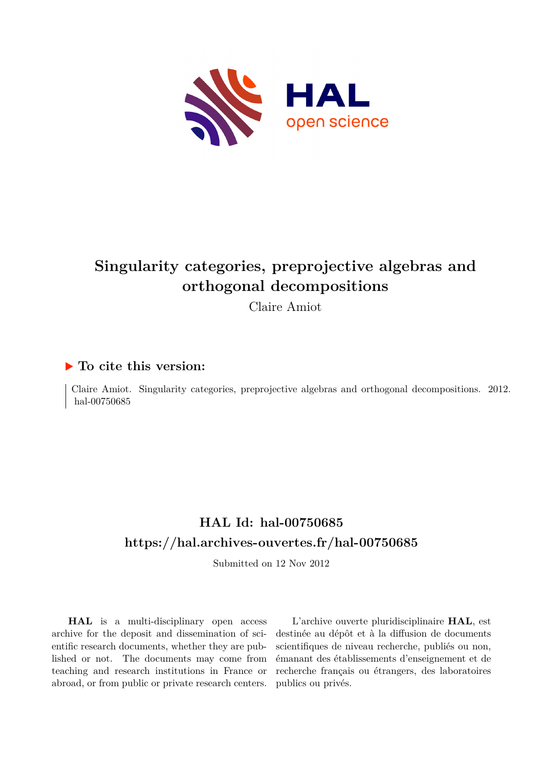# Singularity categories, preprojective algebras and orthogonal decompositions

Claire Amiot

## ▶ To cite this version:

Claire Amiot. Singularity categories, preprojective algebras and orthogonal decompositions. 2012. hal-00750685

## HAL Id: hal-00750685

## https://hal.archives-ouvertes.fr/hal-00750685

Submitted on 12 Nov 2012

**HAL** is a multi-disciplinary open access archive for the deposit and dissemination of scientific research documents, whether they are published or not. The documents may come from teaching and research institutions in France or abroad, or from public or private research centers.

L'archive ouverte pluridisciplinaire **HAL**, est destinée au dépôt et à la diffusion de documents scientifiques de niveau recherche, publiés ou non, émanant des établissements d'enseignement et de recherche français ou étrangers, des laboratoires publics ou privés.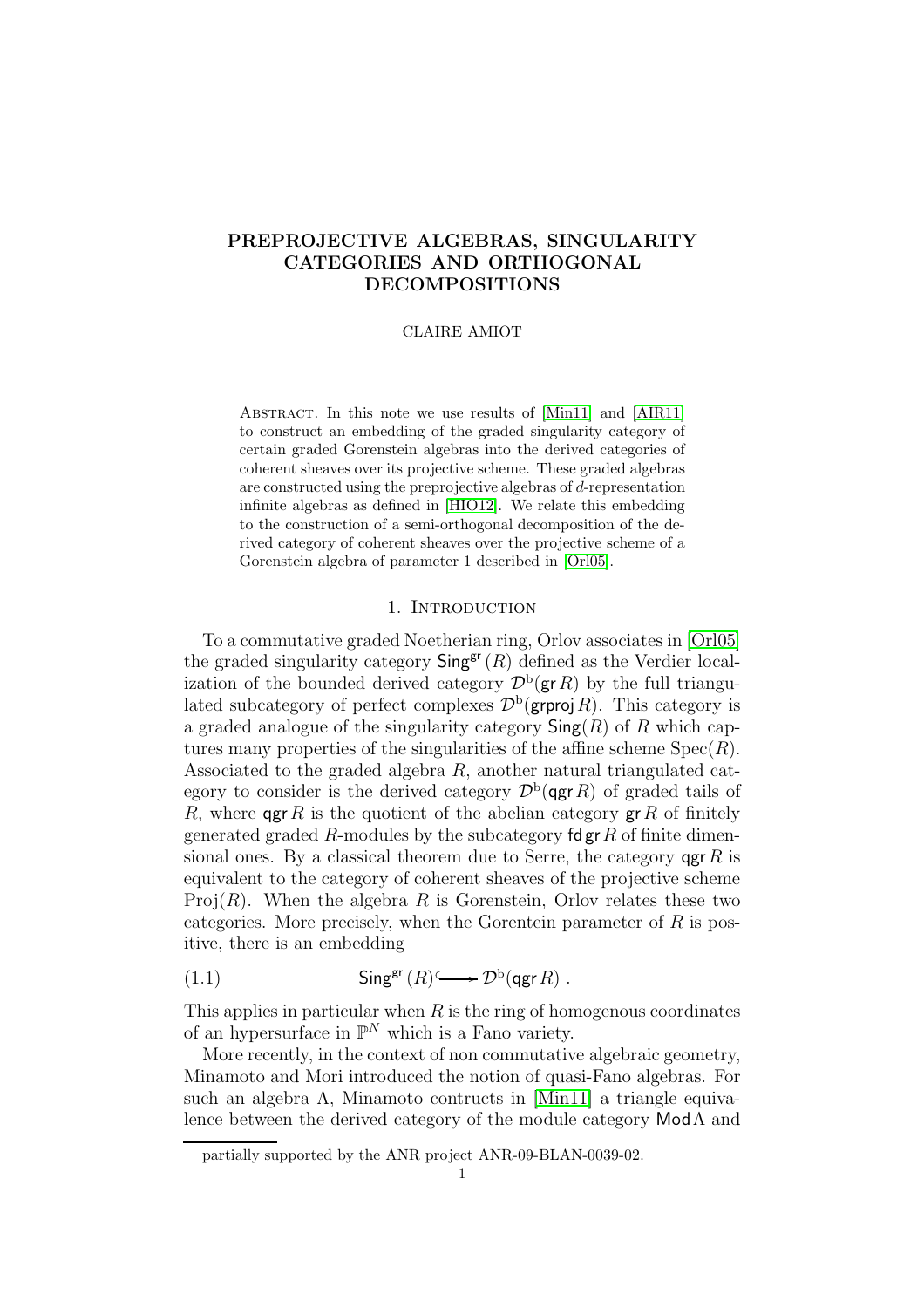# PREPROJECTIVE ALGEBRAS, SINGULARITY CATEGORIES AND ORTHOGONAL DECOMPOSITIONS

CLAIRE AMIOT

Abstract. In this note we use results of [Min11] and [AIR11] to construct an embedding of the graded singularity category of certain graded Gorenstein algebras into the derived categories of coherent sheaves over its projective scheme. These graded algebras are constructed using the preprojective algebras of $d$-representation infinite algebras as defined in [HIO12]. We relate this embedding to the construction of a semi-orthogonal decomposition of the derived category of coherent sheaves over the projective scheme of a Gorenstein algebra of parameter 1 described in [Orl05].

## 1. Introduction

To a commutative graded Noetherian ring, Orlov associates in [Orl05] the graded singularity category $\mathsf{Sing}^{\mathsf{gr}}(R)$ defined as the Verdier localization of the bounded derived category $\mathcal{D}^{\mathrm{b}}(\mathsf{gr}\, R)$ by the full triangulated subcategory of perfect complexes $\mathcal{D}^{\mathrm{b}}(\mathsf{grproj}\, R)$. This category is a graded analogue of the singularity category $\mathsf{Sing}(R)$ of $R$ which captures many properties of the singularities of the affine scheme $\mathrm{Spec}(R)$. Associated to the graded algebra $R$, another natural triangulated category to consider is the derived category $\mathcal{D}^{\mathrm{b}}(\mathsf{qgr}\, R)$ of graded tails of $R$, where $\mathsf{qgr}\, R$ is the quotient of the abelian category $\mathsf{gr}\, R$ of finitely generated graded $R$-modules by the subcategory $\mathsf{fd}\,\mathsf{gr}\, R$ of finite dimensional ones. By a classical theorem due to Serre, the category $\mathsf{qgr}\, R$ is equivalent to the category of coherent sheaves of the projective scheme $\mathrm{Proj}(R)$. When the algebra $R$ is Gorenstein, Orlov relates these two categories. More precisely, when the Gorentein parameter of $R$ is positive, there is an embedding

$$\mathsf{Sing}^{\mathsf{gr}}(R) \hookrightarrow \mathcal{D}^{\mathrm{b}}(\mathsf{qgr}\, R)\,. \tag{1.1}$$

This applies in particular when $R$ is the ring of homogenous coordinates of an hypersurface in $\mathbb{P}^N$ which is a Fano variety.

More recently, in the context of non commutative algebraic geometry, Minamoto and Mori introduced the notion of quasi-Fano algebras. For such an algebra $\Lambda$, Minamoto contructs in [Min11] a triangle equivalence between the derived category of the module category $\mathsf{Mod}\,\Lambda$ and

partially supported by the ANR project ANR-09-BLAN-0039-02.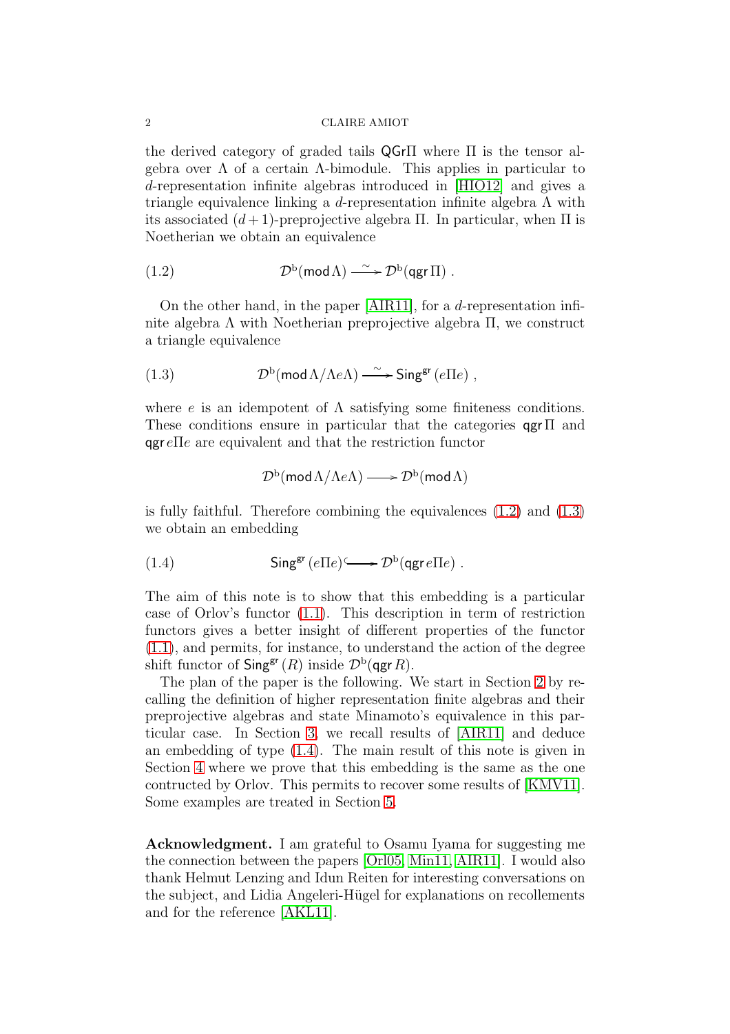the derived category of graded tails $\mathsf{QGr}\Pi$ where $\Pi$ is the tensor algebra over $\Lambda$ of a certain $\Lambda$-bimodule. This applies in particular to $d$-representation infinite algebras introduced in [HIO12] and gives a triangle equivalence linking a $d$-representation infinite algebra $\Lambda$ with its associated $(d+1)$-preprojective algebra $\Pi$. In particular, when $\Pi$ is Noetherian we obtain an equivalence

$$\mathcal{D}^{\mathrm{b}}(\mathsf{mod}\,\Lambda) \xrightarrow{\sim} \mathcal{D}^{\mathrm{b}}(\mathsf{qgr}\,\Pi)\ . \tag{1.2}$$

On the other hand, in the paper [AIR11], for a $d$-representation infinite algebra $\Lambda$ with Noetherian preprojective algebra $\Pi$, we construct a triangle equivalence

$$\mathcal{D}^{\mathrm{b}}(\mathsf{mod}\,\Lambda/\Lambda e\Lambda) \xrightarrow{\sim} \mathsf{Sing}^{\mathsf{gr}}(e\Pi e)\ , \tag{1.3}$$

where $e$ is an idempotent of $\Lambda$ satisfying some finiteness conditions. These conditions ensure in particular that the categories $\mathsf{qgr}\,\Pi$ and $\mathsf{qgr}\,e\Pi e$ are equivalent and that the restriction functor

$$\mathcal{D}^{\mathrm{b}}(\mathsf{mod}\,\Lambda/\Lambda e\Lambda) \longrightarrow \mathcal{D}^{\mathrm{b}}(\mathsf{mod}\,\Lambda)$$

is fully faithful. Therefore combining the equivalences (1.2) and (1.3) we obtain an embedding

$$\mathsf{Sing}^{\mathsf{gr}}(e\Pi e) \hookrightarrow \mathcal{D}^{\mathrm{b}}(\mathsf{qgr}\,e\Pi e)\ . \tag{1.4}$$

The aim of this note is to show that this embedding is a particular case of Orlov's functor (1.1). This description in term of restriction functors gives a better insight of different properties of the functor (1.1), and permits, for instance, to understand the action of the degree shift functor of $\mathsf{Sing}^{\mathsf{gr}}(R)$ inside $\mathcal{D}^{\mathrm{b}}(\mathsf{qgr}\,R)$.

The plan of the paper is the following. We start in Section 2 by recalling the definition of higher representation finite algebras and their preprojective algebras and state Minamoto's equivalence in this particular case. In Section 3, we recall results of [AIR11] and deduce an embedding of type (1.4). The main result of this note is given in Section 4 where we prove that this embedding is the same as the one contructed by Orlov. This permits to recover some results of [KMV11]. Some examples are treated in Section 5.

**Acknowledgment.** I am grateful to Osamu Iyama for suggesting me the connection between the papers [Orl05, Min11, AIR11]. I would also thank Helmut Lenzing and Idun Reiten for interesting conversations on the subject, and Lidia Angeleri-Hügel for explanations on recollements and for the reference [AKL11].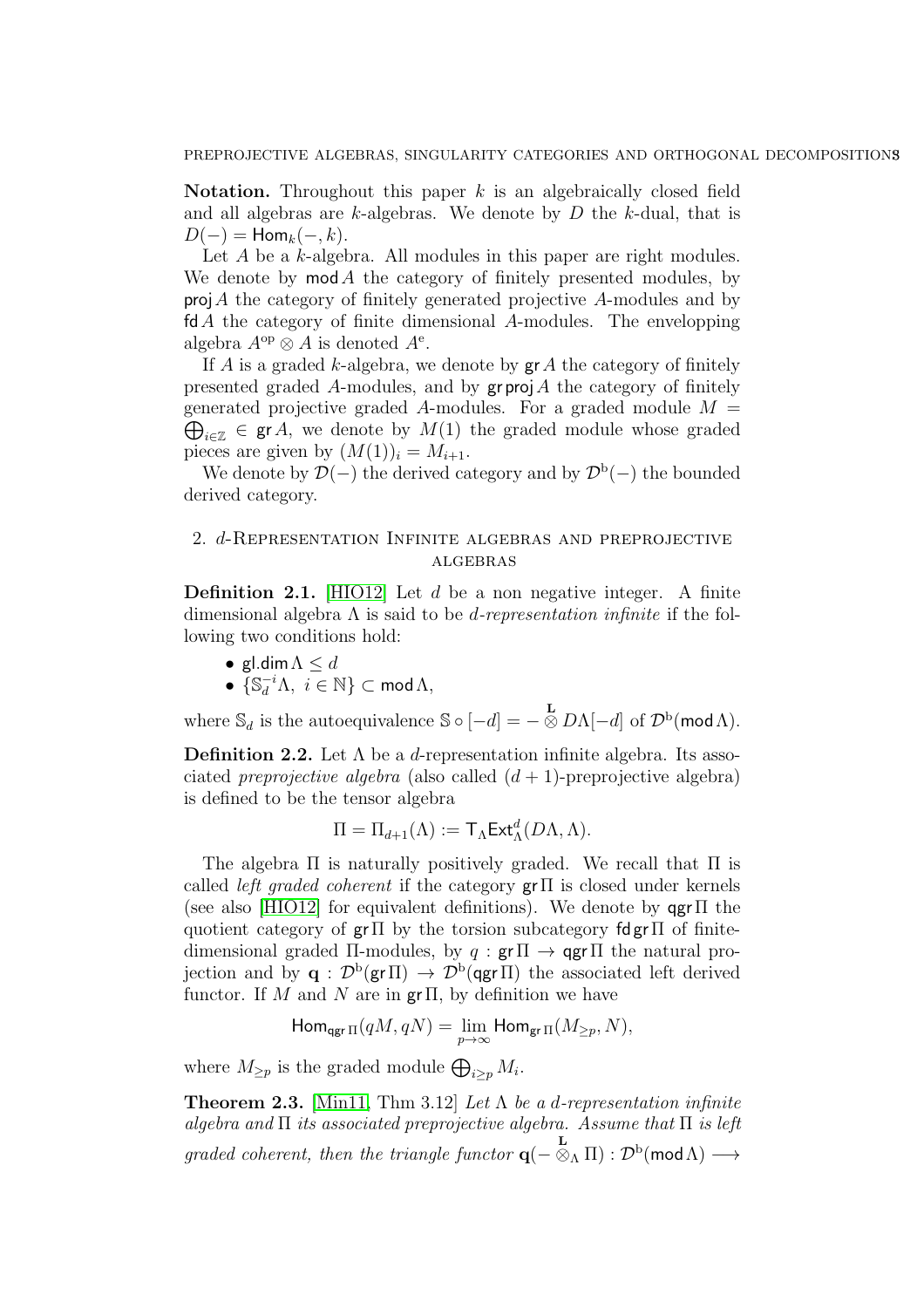**Notation.** Throughout this paper $k$ is an algebraically closed field and all algebras are $k$-algebras. We denote by $D$ the $k$-dual, that is $D(-) = \mathsf{Hom}_k(-, k)$.

Let $A$ be a $k$-algebra. All modules in this paper are right modules. We denote by $\mathsf{mod}\, A$ the category of finitely presented modules, by $\mathsf{proj}\, A$ the category of finitely generated projective $A$-modules and by $\mathsf{fd}\, A$ the category of finite dimensional $A$-modules. The envelopping algebra $A^{\mathrm{op}} \otimes A$ is denoted $A^{\mathrm{e}}$.

If $A$ is a graded $k$-algebra, we denote by $\mathsf{gr}\, A$ the category of finitely presented graded $A$-modules, and by $\mathsf{gr}\,\mathsf{proj}\, A$ the category of finitely generated projective graded $A$-modules. For a graded module $M = \bigoplus_{i\in\mathbb{Z}} \in \mathsf{gr}\, A$, we denote by $M(1)$ the graded module whose graded pieces are given by $(M(1))_i = M_{i+1}$.

We denote by $\mathcal{D}(-)$ the derived category and by $\mathcal{D}^{\mathrm{b}}(-)$ the bounded derived category.

## 2. $d$-Representation Infinite algebras and preprojective algebras

**Definition 2.1.** [HIO12] Let $d$ be a non negative integer. A finite dimensional algebra $\Lambda$ is said to be *$d$-representation infinite* if the following two conditions hold:

- $\mathsf{gl.dim}\, \Lambda \leq d$
- $\{\mathbb{S}_d^{-i}\Lambda,\ i \in \mathbb{N}\} \subset \mathsf{mod}\, \Lambda$,

where $\mathbb{S}_d$ is the autoequivalence $\mathbb{S} \circ [-d] = - \overset{\mathbf{L}}{\otimes} D\Lambda[-d]$ of $\mathcal{D}^{\mathrm{b}}(\mathsf{mod}\, \Lambda)$.

**Definition 2.2.** Let $\Lambda$ be a $d$-representation infinite algebra. Its associated *preprojective algebra* (also called $(d+1)$-preprojective algebra) is defined to be the tensor algebra

$$\Pi = \Pi_{d+1}(\Lambda) := \mathsf{T}_\Lambda \mathsf{Ext}^d_\Lambda(D\Lambda, \Lambda).$$

The algebra $\Pi$ is naturally positively graded. We recall that $\Pi$ is called *left graded coherent* if the category $\mathsf{gr}\, \Pi$ is closed under kernels (see also [HIO12] for equivalent definitions). We denote by $\mathsf{qgr}\, \Pi$ the quotient category of $\mathsf{gr}\, \Pi$ by the torsion subcategory $\mathsf{fd}\, \mathsf{gr}\, \Pi$ of finite-dimensional graded $\Pi$-modules, by $q : \mathsf{gr}\, \Pi \to \mathsf{qgr}\, \Pi$ the natural projection and by $\mathbf{q} : \mathcal{D}^{\mathrm{b}}(\mathsf{gr}\, \Pi) \to \mathcal{D}^{\mathrm{b}}(\mathsf{qgr}\, \Pi)$ the associated left derived functor. If $M$ and $N$ are in $\mathsf{gr}\, \Pi$, by definition we have

$$\mathsf{Hom}_{\mathsf{qgr}\, \Pi}(qM, qN) = \lim_{p\to\infty} \mathsf{Hom}_{\mathsf{gr}\, \Pi}(M_{\geq p}, N),$$

where $M_{\geq p}$ is the graded module $\bigoplus_{i\geq p} M_i$.

**Theorem 2.3.** [Min11, Thm 3.12] *Let $\Lambda$ be a $d$-representation infinite algebra and $\Pi$ its associated preprojective algebra. Assume that $\Pi$ is left graded coherent, then the triangle functor $\mathbf{q}(- \overset{\mathbf{L}}{\otimes}_\Lambda \Pi) : \mathcal{D}^{\mathrm{b}}(\mathsf{mod}\, \Lambda) \longrightarrow$*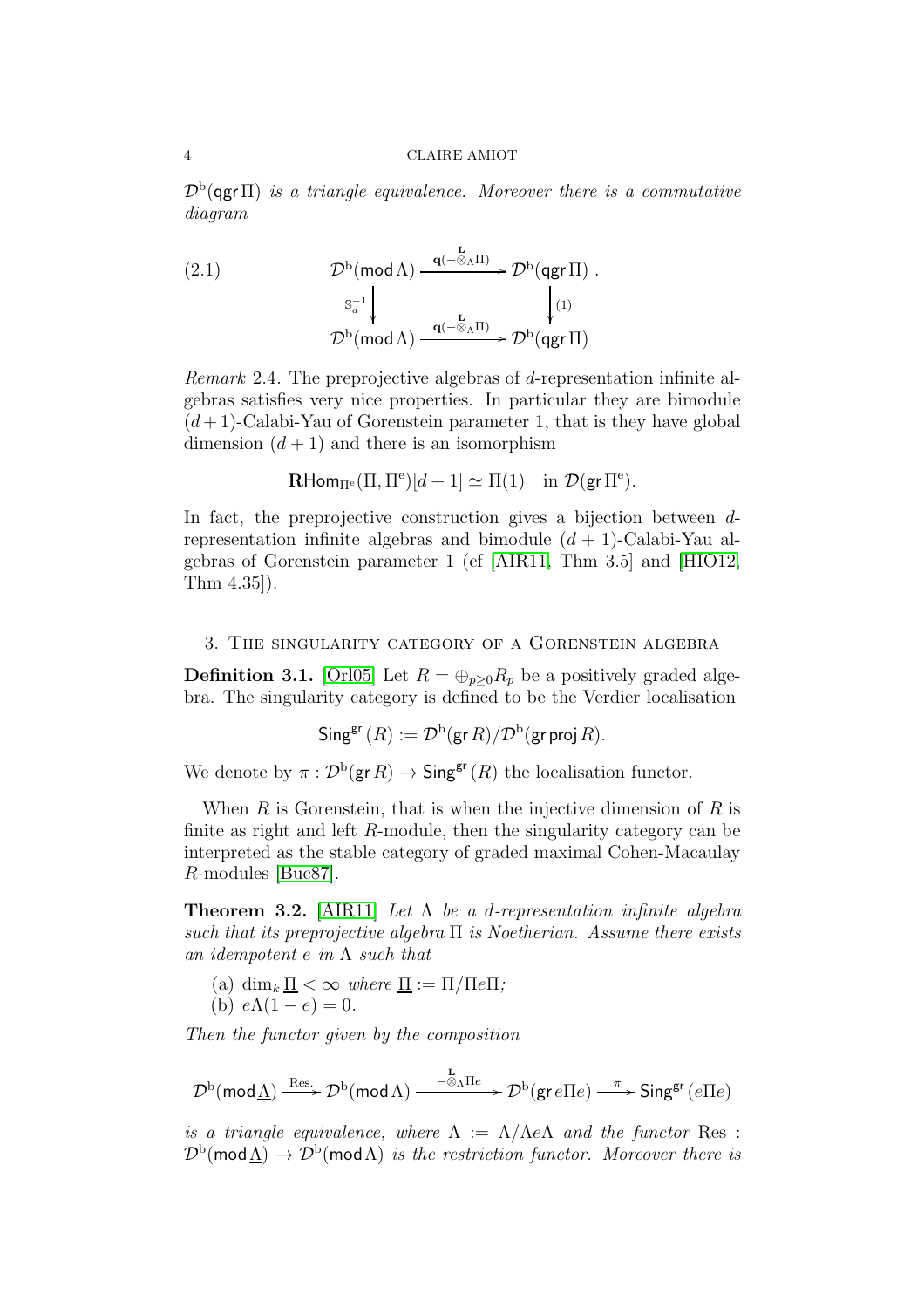$\mathcal{D}^{\mathrm{b}}(\mathsf{qgr}\,\Pi)$ *is a triangle equivalence. Moreover there is a commutative diagram*

$$\begin{array}{ccc} \mathcal{D}^{\mathrm{b}}(\mathsf{mod}\,\Lambda) & \xrightarrow{\mathbf{q}(-\overset{\mathbf{L}}{\otimes}_{\Lambda}\Pi)} & \mathcal{D}^{\mathrm{b}}(\mathsf{qgr}\,\Pi) \\ \Big\downarrow{\scriptstyle \mathbb{S}_d^{-1}} & & \Big\downarrow{\scriptstyle (1)} \\ \mathcal{D}^{\mathrm{b}}(\mathsf{mod}\,\Lambda) & \xrightarrow{\mathbf{q}(-\overset{\mathbf{L}}{\otimes}_{\Lambda}\Pi)} & \mathcal{D}^{\mathrm{b}}(\mathsf{qgr}\,\Pi) \end{array} \tag{2.1}$$

*Remark* 2.4. The preprojective algebras of $d$-representation infinite algebras satisfies very nice properties. In particular they are bimodule $(d+1)$-Calabi-Yau of Gorenstein parameter 1, that is they have global dimension $(d+1)$ and there is an isomorphism

$$\mathbf{R}\mathsf{Hom}_{\Pi^{\mathrm{e}}}(\Pi,\Pi^{\mathrm{e}})[d+1] \simeq \Pi(1) \quad \text{in } \mathcal{D}(\mathsf{gr}\,\Pi^{\mathrm{e}}).$$

In fact, the preprojective construction gives a bijection between $d$-representation infinite algebras and bimodule $(d+1)$-Calabi-Yau algebras of Gorenstein parameter 1 (cf [AIR11, Thm 3.5] and [HIO12, Thm 4.35]).

## 3. The singularity category of a Gorenstein algebra

**Definition 3.1.** [Orl05] Let $R = \oplus_{p\geq 0} R_p$ be a positively graded algebra. The singularity category is defined to be the Verdier localisation

$$\mathsf{Sing}^{\mathsf{gr}}(R) := \mathcal{D}^{\mathrm{b}}(\mathsf{gr}\,R)/\mathcal{D}^{\mathrm{b}}(\mathsf{gr}\,\mathsf{proj}\,R).$$

We denote by $\pi : \mathcal{D}^{\mathrm{b}}(\mathsf{gr}\,R) \to \mathsf{Sing}^{\mathsf{gr}}(R)$ the localisation functor.

When $R$ is Gorenstein, that is when the injective dimension of $R$ is finite as right and left $R$-module, then the singularity category can be interpreted as the stable category of graded maximal Cohen-Macaulay $R$-modules [Buc87].

**Theorem 3.2.** [AIR11] *Let $\Lambda$ be a $d$-representation infinite algebra such that its preprojective algebra $\Pi$ is Noetherian. Assume there exists an idempotent $e$ in $\Lambda$ such that*

(a) $\dim_k \underline{\Pi} < \infty$ *where* $\underline{\Pi} := \Pi/\Pi e \Pi$*;*
(b) $e\Lambda(1-e) = 0$.

*Then the functor given by the composition*

$$\mathcal{D}^{\mathrm{b}}(\mathsf{mod}\,\underline{\Lambda}) \xrightarrow{\text{Res.}} \mathcal{D}^{\mathrm{b}}(\mathsf{mod}\,\Lambda) \xrightarrow{-\overset{\mathbf{L}}{\otimes}_{\Lambda}\Pi e} \mathcal{D}^{\mathrm{b}}(\mathsf{gr}\,e\Pi e) \xrightarrow{\pi} \mathsf{Sing}^{\mathsf{gr}}(e\Pi e)$$

*is a triangle equivalence, where* $\underline{\Lambda} := \Lambda/\Lambda e \Lambda$ *and the functor* $\text{Res} : \mathcal{D}^{\mathrm{b}}(\mathsf{mod}\,\underline{\Lambda}) \to \mathcal{D}^{\mathrm{b}}(\mathsf{mod}\,\Lambda)$ *is the restriction functor. Moreover there is*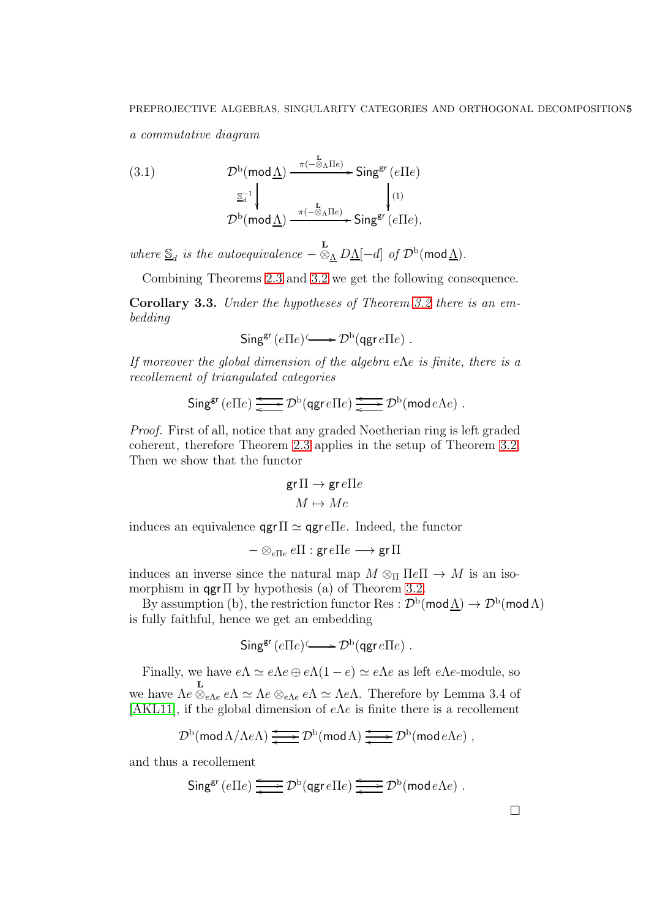*a commutative diagram*

$$
\tag{3.1}
\begin{array}{ccc}
\mathcal{D}^{\mathrm{b}}(\mathsf{mod}\,\underline{\Lambda}) & \xrightarrow{\pi(-\overset{\mathbf{L}}{\otimes}_{\Lambda}\Pi e)} & \mathsf{Sing}^{\mathsf{gr}}(e\Pi e) \\
\Big\downarrow{\scriptstyle \underline{\mathbb{S}}_d^{-1}} & & \Big\downarrow{\scriptstyle (1)} \\
\mathcal{D}^{\mathrm{b}}(\mathsf{mod}\,\underline{\Lambda}) & \xrightarrow{\pi(-\overset{\mathbf{L}}{\otimes}_{\Lambda}\Pi e)} & \mathsf{Sing}^{\mathsf{gr}}(e\Pi e),
\end{array}
$$

*where $\underline{\mathbb{S}}_d$ is the autoequivalence $-\overset{\mathbf{L}}{\otimes}_{\underline{\Lambda}} D\underline{\Lambda}[-d]$ of $\mathcal{D}^{\mathrm{b}}(\mathsf{mod}\,\underline{\Lambda})$.*

Combining Theorems 2.3 and 3.2 we get the following consequence.

**Corollary 3.3.** *Under the hypotheses of Theorem 3.2 there is an embedding*

$$\mathsf{Sing}^{\mathsf{gr}}(e\Pi e) \hookrightarrow \mathcal{D}^{\mathrm{b}}(\mathsf{qgr}\, e\Pi e)\ .$$

*If moreover the global dimension of the algebra $e\Lambda e$ is finite, there is a recollement of triangulated categories*

$$\mathsf{Sing}^{\mathsf{gr}}(e\Pi e) \rightleftarrows \mathcal{D}^{\mathrm{b}}(\mathsf{qgr}\, e\Pi e) \rightleftarrows \mathcal{D}^{\mathrm{b}}(\mathsf{mod}\, e\Lambda e)\ .$$

*Proof.* First of all, notice that any graded Noetherian ring is left graded coherent, therefore Theorem 2.3 applies in the setup of Theorem 3.2. Then we show that the functor

$$\begin{aligned} \mathsf{gr}\,\Pi &\to \mathsf{gr}\, e\Pi e \\ M &\mapsto Me \end{aligned}$$

induces an equivalence $\mathsf{qgr}\,\Pi \simeq \mathsf{qgr}\, e\Pi e$. Indeed, the functor

$$-\otimes_{e\Pi e} e\Pi : \mathsf{gr}\, e\Pi e \longrightarrow \mathsf{gr}\,\Pi$$

induces an inverse since the natural map $M \otimes_{\Pi} \Pi e \Pi \to M$ is an isomorphism in $\mathsf{qgr}\,\Pi$ by hypothesis (a) of Theorem 3.2.

By assumption (b), the restriction functor $\mathrm{Res} : \mathcal{D}^{\mathrm{b}}(\mathsf{mod}\,\underline{\Lambda}) \to \mathcal{D}^{\mathrm{b}}(\mathsf{mod}\,\Lambda)$ is fully faithful, hence we get an embedding

$$\mathsf{Sing}^{\mathsf{gr}}(e\Pi e) \hookrightarrow \mathcal{D}^{\mathrm{b}}(\mathsf{qgr}\, e\Pi e)\ .$$

Finally, we have $e\Lambda \simeq e\Lambda e \oplus e\Lambda(1-e) \simeq e\Lambda e$ as left $e\Lambda e$-module, so we have $\Lambda e \overset{\mathbf{L}}{\otimes}_{e\Lambda e} e\Lambda \simeq \Lambda e \otimes_{e\Lambda e} e\Lambda \simeq \Lambda e \Lambda$. Therefore by Lemma 3.4 of [AKL11], if the global dimension of $e\Lambda e$ is finite there is a recollement

$$\mathcal{D}^{\mathrm{b}}(\mathsf{mod}\,\Lambda/\Lambda e\Lambda) \rightleftarrows \mathcal{D}^{\mathrm{b}}(\mathsf{mod}\,\Lambda) \rightleftarrows \mathcal{D}^{\mathrm{b}}(\mathsf{mod}\, e\Lambda e)\ ,$$

and thus a recollement

$$\mathsf{Sing}^{\mathsf{gr}}(e\Pi e) \rightleftarrows \mathcal{D}^{\mathrm{b}}(\mathsf{qgr}\, e\Pi e) \rightleftarrows \mathcal{D}^{\mathrm{b}}(\mathsf{mod}\, e\Lambda e)\ .$$

□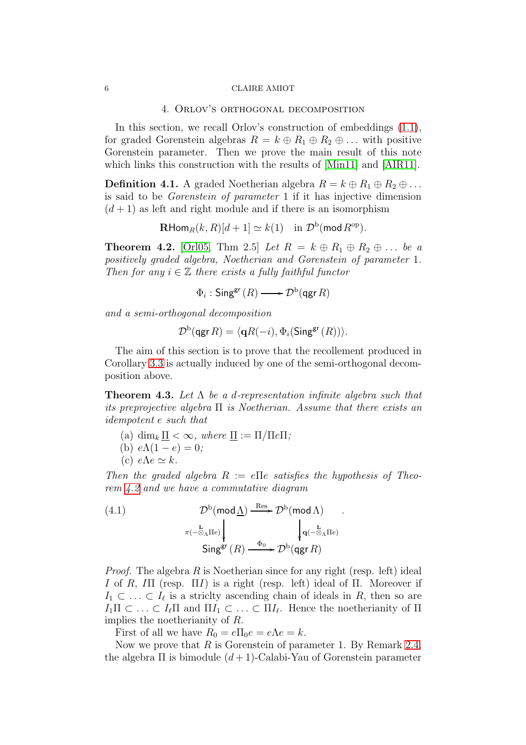## 4. Orlov's orthogonal decomposition

In this section, we recall Orlov's construction of embeddings (1.1), for graded Gorenstein algebras $R = k \oplus R_1 \oplus R_2 \oplus \dots$ with positive Gorenstein parameter. Then we prove the main result of this note which links this construction with the results of [Min11] and [AIR11].

**Definition 4.1.** A graded Noetherian algebra $R = k \oplus R_1 \oplus R_2 \oplus \dots$ is said to be *Gorenstein of parameter* 1 if it has injective dimension $(d+1)$ as left and right module and if there is an isomorphism

$$\mathbf{R}\mathsf{Hom}_R(k, R)[d+1] \simeq k(1) \quad \text{in } \mathcal{D}^{\mathrm{b}}(\mathsf{mod}\, R^{\mathrm{op}}).$$

**Theorem 4.2.** [Orl05, Thm 2.5] *Let $R = k \oplus R_1 \oplus R_2 \oplus \dots$ be a positively graded algebra, Noetherian and Gorenstein of parameter 1. Then for any $i \in \mathbb{Z}$ there exists a fully faithful functor*

$$\Phi_i : \mathsf{Sing}^{\mathsf{gr}}(R) \longrightarrow \mathcal{D}^{\mathrm{b}}(\mathsf{qgr}\, R)$$

*and a semi-orthogonal decomposition*

$$\mathcal{D}^{\mathrm{b}}(\mathsf{qgr}\, R) = \langle \mathbf{q}R(-i), \Phi_i(\mathsf{Sing}^{\mathsf{gr}}(R))\rangle.$$

The aim of this section is to prove that the recollement produced in Corollary 3.3 is actually induced by one of the semi-orthogonal decomposition above.

**Theorem 4.3.** *Let $\Lambda$ be a $d$-representation infinite algebra such that its preprojective algebra $\Pi$ is Noetherian. Assume that there exists an idempotent $e$ such that*

(a) $\dim_k \underline{\Pi} < \infty$*, where* $\underline{\Pi} := \Pi/\Pi e \Pi$*;*
(b) $e\Lambda(1-e) = 0$*;*
(c) $e\Lambda e \simeq k$*.*

*Then the graded algebra $R := e\Pi e$ satisfies the hypothesis of Theorem 4.2 and we have a commutative diagram*

$$\begin{array}{ccc} \mathcal{D}^{\mathrm{b}}(\mathsf{mod}\,\underline{\Lambda}) & \xrightarrow{\mathrm{Res}} & \mathcal{D}^{\mathrm{b}}(\mathsf{mod}\,\Lambda) \\ {\scriptstyle \pi(-\overset{\mathbf{L}}{\otimes}_\Lambda \Pi e)}\downarrow & & \downarrow{\scriptstyle \mathbf{q}(-\overset{\mathbf{L}}{\otimes}_\Lambda \Pi e)} \\ \mathsf{Sing}^{\mathsf{gr}}(R) & \xrightarrow{\Phi_0} & \mathcal{D}^{\mathrm{b}}(\mathsf{qgr}\, R) \end{array} \tag{4.1}$$

*Proof.* The algebra $R$ is Noetherian since for any right (resp. left) ideal $I$ of $R$, $I\Pi$ (resp. $\Pi I$) is a right (resp. left) ideal of $\Pi$. Moreover if $I_1 \subset \ldots \subset I_\ell$ is a striclty ascending chain of ideals in $R$, then so are $I_1\Pi \subset \ldots \subset I_\ell \Pi$ and $\Pi I_1 \subset \ldots \subset \Pi I_\ell$. Hence the noetherianity of $\Pi$ implies the noetherianity of $R$.

First of all we have $R_0 = e\Pi_0 e = e\Lambda e = k$.

Now we prove that $R$ is Gorenstein of parameter 1. By Remark 2.4, the algebra $\Pi$ is bimodule $(d+1)$-Calabi-Yau of Gorenstein parameter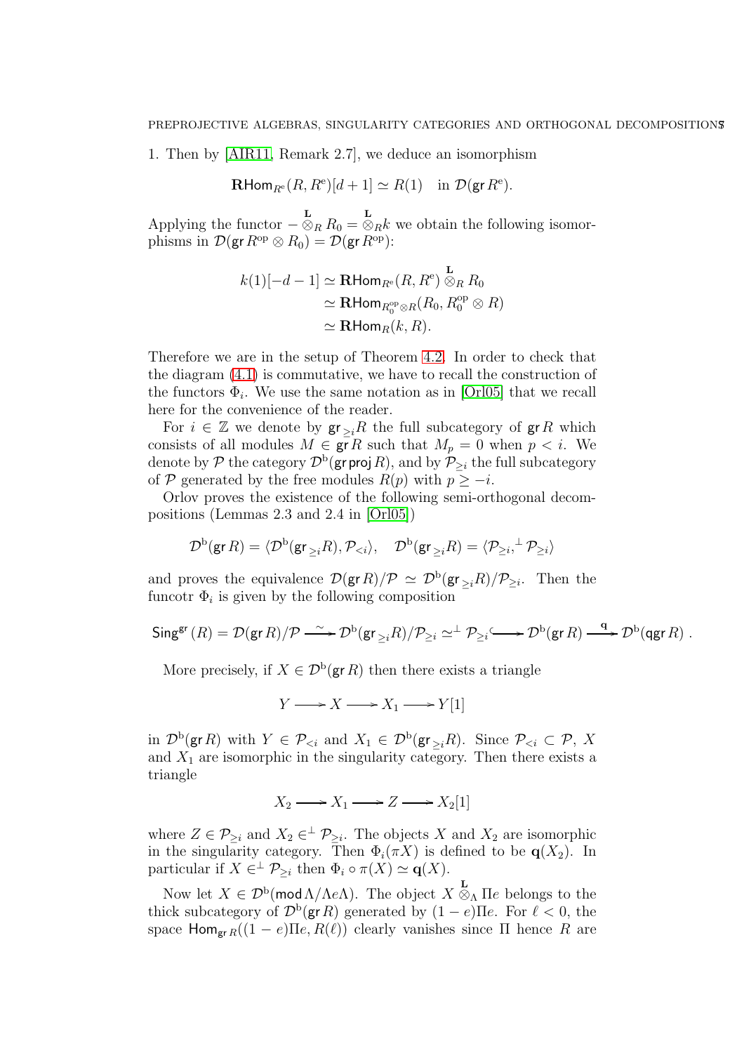1. Then by [AIR11, Remark 2.7], we deduce an isomorphism

$$\mathbf{R}\mathsf{Hom}_{R^{\mathrm{e}}}(R, R^{\mathrm{e}})[d+1] \simeq R(1) \quad \text{in } \mathcal{D}(\mathsf{gr}\, R^{\mathrm{e}}).$$

Applying the functor $- \overset{\mathbf{L}}{\otimes}_R R_0 = \overset{\mathbf{L}}{\otimes}_R k$ we obtain the following isomorphisms in $\mathcal{D}(\mathsf{gr}\, R^{\mathrm{op}} \otimes R_0) = \mathcal{D}(\mathsf{gr}\, R^{\mathrm{op}})$:

$$\begin{aligned} k(1)[-d-1] &\simeq \mathbf{R}\mathsf{Hom}_{R^{\mathrm{e}}}(R, R^{\mathrm{e}}) \overset{\mathbf{L}}{\otimes}_R R_0 \\ &\simeq \mathbf{R}\mathsf{Hom}_{R_0^{\mathrm{op}} \otimes R}(R_0, R_0^{\mathrm{op}} \otimes R) \\ &\simeq \mathbf{R}\mathsf{Hom}_R(k, R). \end{aligned}$$

Therefore we are in the setup of Theorem 4.2. In order to check that the diagram (4.1) is commutative, we have to recall the construction of the functors $\Phi_i$. We use the same notation as in [Orl05] that we recall here for the convenience of the reader.

For $i \in \mathbb{Z}$ we denote by $\mathsf{gr}_{\geq i} R$ the full subcategory of $\mathsf{gr}\, R$ which consists of all modules $M \in \mathsf{gr}\, R$ such that $M_p = 0$ when $p < i$. We denote by $\mathcal{P}$ the category $\mathcal{D}^{\mathrm{b}}(\mathsf{gr}\,\mathsf{proj}\, R)$, and by $\mathcal{P}_{\geq i}$ the full subcategory of $\mathcal{P}$ generated by the free modules $R(p)$ with $p \geq -i$.

Orlov proves the existence of the following semi-orthogonal decompositions (Lemmas 2.3 and 2.4 in [Orl05])

$$\mathcal{D}^{\mathrm{b}}(\mathsf{gr}\, R) = \langle \mathcal{D}^{\mathrm{b}}(\mathsf{gr}_{\geq i} R), \mathcal{P}_{<i} \rangle, \quad \mathcal{D}^{\mathrm{b}}(\mathsf{gr}_{\geq i} R) = \langle \mathcal{P}_{\geq i}, {}^{\perp}\mathcal{P}_{\geq i} \rangle$$

and proves the equivalence $\mathcal{D}(\mathsf{gr}\, R)/\mathcal{P} \simeq \mathcal{D}^{\mathrm{b}}(\mathsf{gr}_{\geq i} R)/\mathcal{P}_{\geq i}$. Then the funcotr $\Phi_i$ is given by the following composition

$$\mathsf{Sing}^{\mathsf{gr}}(R) = \mathcal{D}(\mathsf{gr}\, R)/\mathcal{P} \xrightarrow{\sim} \mathcal{D}^{\mathrm{b}}(\mathsf{gr}_{\geq i} R)/\mathcal{P}_{\geq i} \simeq {}^{\perp}\mathcal{P}_{\geq i} \hookrightarrow \mathcal{D}^{\mathrm{b}}(\mathsf{gr}\, R) \xrightarrow{\mathbf{q}} \mathcal{D}^{\mathrm{b}}(\mathsf{qgr}\, R).$$

More precisely, if $X \in \mathcal{D}^{\mathrm{b}}(\mathsf{gr}\, R)$ then there exists a triangle

$$Y \longrightarrow X \longrightarrow X_1 \longrightarrow Y[1]$$

in $\mathcal{D}^{\mathrm{b}}(\mathsf{gr}\, R)$ with $Y \in \mathcal{P}_{<i}$ and $X_1 \in \mathcal{D}^{\mathrm{b}}(\mathsf{gr}_{\geq i} R)$. Since $\mathcal{P}_{<i} \subset \mathcal{P}$, $X$ and $X_1$ are isomorphic in the singularity category. Then there exists a triangle

$$X_2 \longrightarrow X_1 \longrightarrow Z \longrightarrow X_2[1]$$

where $Z \in \mathcal{P}_{\geq i}$ and $X_2 \in {}^{\perp}\mathcal{P}_{\geq i}$. The objects $X$ and $X_2$ are isomorphic in the singularity category. Then $\Phi_i(\pi X)$ is defined to be $\mathbf{q}(X_2)$. In particular if $X \in {}^{\perp}\mathcal{P}_{\geq i}$ then $\Phi_i \circ \pi(X) \simeq \mathbf{q}(X)$.

Now let $X \in \mathcal{D}^{\mathrm{b}}(\mathsf{mod}\, \Lambda/\Lambda e \Lambda)$. The object $X \overset{\mathbf{L}}{\otimes}_\Lambda \Pi e$ belongs to the thick subcategory of $\mathcal{D}^{\mathrm{b}}(\mathsf{gr}\, R)$ generated by $(1-e)\Pi e$. For $\ell < 0$, the space $\mathsf{Hom}_{\mathsf{gr}\, R}((1-e)\Pi e, R(\ell))$ clearly vanishes since $\Pi$ hence $R$ are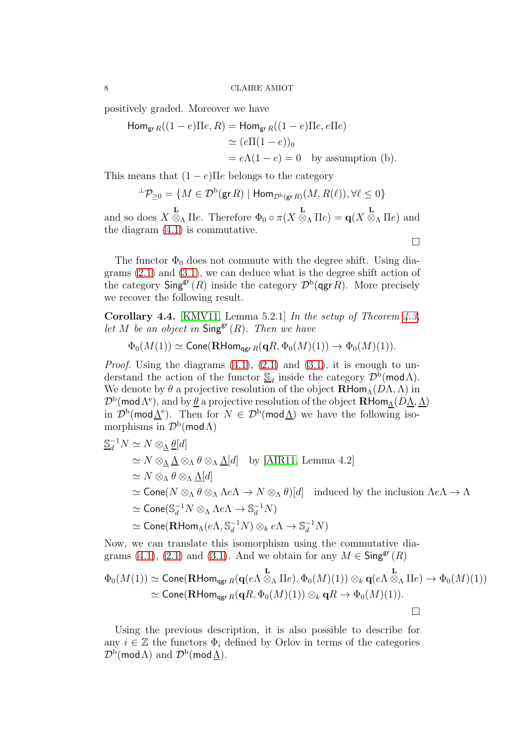positively graded. Moreover we have

$$\begin{aligned}
\mathsf{Hom}_{\mathsf{gr}\,R}((1-e)\Pi e, R) &= \mathsf{Hom}_{\mathsf{gr}\,R}((1-e)\Pi e, e\Pi e)\\
&\simeq (e\Pi(1-e))_0\\
&= e\Lambda(1-e) = 0 \quad \text{by assumption (b).}
\end{aligned}$$

This means that $(1-e)\Pi e$ belongs to the category

$${}^{\perp}\mathcal{P}_{\geq 0} = \{M \in \mathcal{D}^{\mathrm{b}}(\mathsf{gr}\,R) \mid \mathsf{Hom}_{\mathcal{D}^{\mathrm{b}}(\mathsf{gr}\,R)}(M, R(\ell)), \forall \ell \leq 0\}$$

and so does $X \overset{\mathbf{L}}{\otimes}_{\Lambda} \Pi e$. Therefore $\Phi_0 \circ \pi(X \overset{\mathbf{L}}{\otimes}_{\Lambda} \Pi e) = \mathbf{q}(X \overset{\mathbf{L}}{\otimes}_{\Lambda} \Pi e)$ and the diagram (4.1) is commutative. □

The functor $\Phi_0$ does not commute with the degree shift. Using diagrams (2.1) and (3.1), we can deduce what is the degree shift action of the category $\mathsf{Sing}^{\mathsf{gr}}(R)$ inside the category $\mathcal{D}^{\mathrm{b}}(\mathsf{qgr}\,R)$. More precisely we recover the following result.

**Corollary 4.4.** [KMV11, Lemma 5.2.1] *In the setup of Theorem 4.3, let $M$ be an object in $\mathsf{Sing}^{\mathsf{gr}}(R)$. Then we have*

$$\Phi_0(M(1)) \simeq \mathsf{Cone}(\mathbf{R}\mathsf{Hom}_{\mathsf{qgr}\,R}(\mathbf{q}R, \Phi_0(M)(1)) \to \Phi_0(M)(1)).$$

*Proof.* Using the diagrams (4.1), (2.1) and (3.1), it is enough to understand the action of the functor $\underline{\mathbb{S}}_d$ inside the category $\mathcal{D}^{\mathrm{b}}(\mathsf{mod}\,\Lambda)$. We denote by $\theta$ a projective resolution of the object $\mathbf{R}\mathsf{Hom}_{\Lambda}(D\Lambda, \Lambda)$ in $\mathcal{D}^{\mathrm{b}}(\mathsf{mod}\,\Lambda^{\mathrm{e}})$, and by $\underline{\theta}$ a projective resolution of the object $\mathbf{R}\mathsf{Hom}_{\underline{\Lambda}}(D\underline{\Lambda}, \underline{\Lambda})$ in $\mathcal{D}^{\mathrm{b}}(\mathsf{mod}\underline{\Lambda}^{\mathrm{e}})$. Then for $N \in \mathcal{D}^{\mathrm{b}}(\mathsf{mod}\underline{\Lambda})$ we have the following isomorphisms in $\mathcal{D}^{\mathrm{b}}(\mathsf{mod}\,\Lambda)$

$$\begin{aligned}
\underline{\mathbb{S}}_d^{-1} N &\simeq N \otimes_{\underline{\Lambda}} \underline{\theta}[d]\\
&\simeq N \otimes_{\underline{\Lambda}} \underline{\Lambda} \otimes_{\Lambda} \theta \otimes_{\Lambda} \underline{\Lambda}[d] \quad \text{by [AIR11, Lemma 4.2]}\\
&\simeq N \otimes_{\Lambda} \theta \otimes_{\Lambda} \underline{\Lambda}[d]\\
&\simeq \mathsf{Cone}(N \otimes_{\Lambda} \theta \otimes_{\Lambda} \Lambda e \Lambda \to N \otimes_{\Lambda} \theta)[d] \quad \text{induced by the inclusion } \Lambda e \Lambda \to \Lambda\\
&\simeq \mathsf{Cone}(\mathbb{S}_d^{-1} N \otimes_{\Lambda} \Lambda e \Lambda \to \mathbb{S}_d^{-1} N)\\
&\simeq \mathsf{Cone}(\mathbf{R}\mathsf{Hom}_{\Lambda}(e\Lambda, \mathbb{S}_d^{-1} N) \otimes_k e\Lambda \to \mathbb{S}_d^{-1} N)
\end{aligned}$$

Now, we can translate this isomorphism using the commutative diagrams (4.1), (2.1) and (3.1). And we obtain for any $M \in \mathsf{Sing}^{\mathsf{gr}}(R)$

$$\begin{aligned}
\Phi_0(M(1)) &\simeq \mathsf{Cone}(\mathbf{R}\mathsf{Hom}_{\mathsf{qgr}\,R}(\mathbf{q}(e\Lambda \overset{\mathbf{L}}{\otimes}_{\Lambda} \Pi e), \Phi_0(M)(1)) \otimes_k \mathbf{q}(e\Lambda \overset{\mathbf{L}}{\otimes}_{\Lambda} \Pi e) \to \Phi_0(M)(1))\\
&\simeq \mathsf{Cone}(\mathbf{R}\mathsf{Hom}_{\mathsf{qgr}\,R}(\mathbf{q}R, \Phi_0(M)(1)) \otimes_k \mathbf{q}R \to \Phi_0(M)(1)).
\end{aligned}$$

□

Using the previous description, it is also possible to describe for any $i \in \mathbb{Z}$ the functors $\Phi_i$ defined by Orlov in terms of the categories $\mathcal{D}^{\mathrm{b}}(\mathsf{mod}\,\Lambda)$ and $\mathcal{D}^{\mathrm{b}}(\mathsf{mod}\underline{\Lambda})$.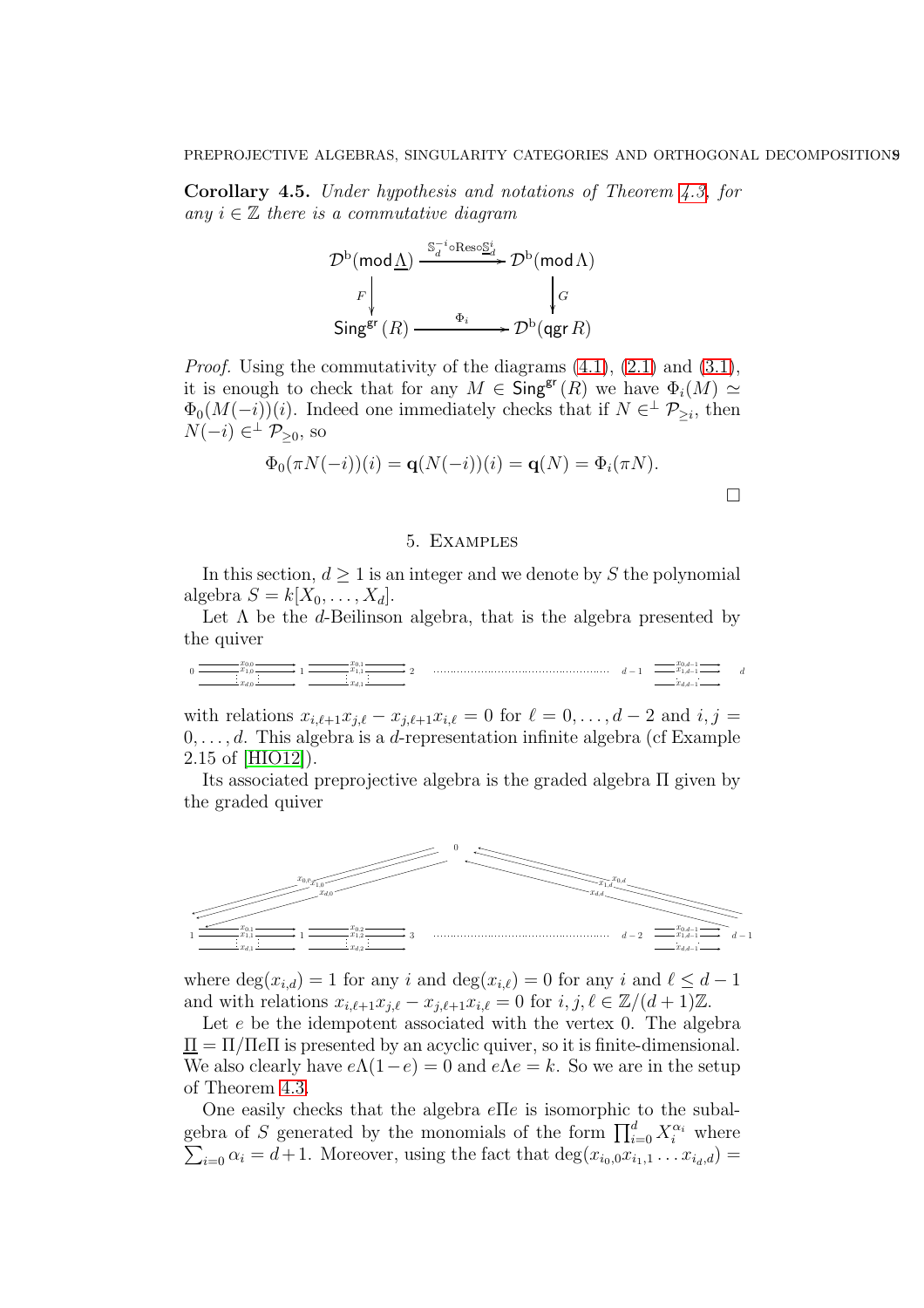**Corollary 4.5.** *Under hypothesis and notations of Theorem 4.3, for any $i \in \mathbb{Z}$ there is a commutative diagram*

$$\begin{array}{ccc} \mathcal{D}^{\mathrm{b}}(\mathsf{mod}\,\underline{\Lambda}) & \xrightarrow{\mathbb{S}_d^{-i}\circ \mathrm{Res} \circ \underline{\mathbb{S}}_d^{i}} & \mathcal{D}^{\mathrm{b}}(\mathsf{mod}\,\Lambda) \\ {\scriptstyle F}\downarrow & & \downarrow{\scriptstyle G} \\ \mathsf{Sing}^{\mathsf{gr}}(R) & \xrightarrow{\Phi_i} & \mathcal{D}^{\mathrm{b}}(\mathsf{qgr}\,R) \end{array}$$

*Proof.* Using the commutativity of the diagrams (4.1), (2.1) and (3.1), it is enough to check that for any $M \in \mathsf{Sing}^{\mathsf{gr}}(R)$ we have $\Phi_i(M) \simeq \Phi_0(M(-i))(i)$. Indeed one immediately checks that if $N \in^{\perp} \mathcal{P}_{\geq i}$, then $N(-i) \in^{\perp} \mathcal{P}_{\geq 0}$, so

$$\Phi_0(\pi N(-i))(i) = \mathbf{q}(N(-i))(i) = \mathbf{q}(N) = \Phi_i(\pi N).$$

□

## 5. Examples

In this section, $d \geq 1$ is an integer and we denote by $S$ the polynomial algebra $S = k[X_0, \ldots, X_d]$.

Let $\Lambda$ be the $d$-Beilinson algebra, that is the algebra presented by the quiver

$$0 \underset{x_{d,0}}{\overset{x_{0,0},\, x_{1,0}}{\rightrightarrows}} 1 \underset{x_{d,1}}{\overset{x_{0,1},\, x_{1,1}}{\rightrightarrows}} 2 \quad \cdots\cdots \quad d-1 \underset{x_{d,d-1}}{\overset{x_{0,d-1},\, x_{1,d-1}}{\rightrightarrows}} d$$

with relations $x_{i,\ell+1}x_{j,\ell} - x_{j,\ell+1}x_{i,\ell} = 0$ for $\ell = 0, \ldots, d-2$ and $i, j = 0, \ldots, d$. This algebra is a $d$-representation infinite algebra (cf Example 2.15 of [HIO12]).

Its associated preprojective algebra is the graded algebra $\Pi$ given by the graded quiver

$$\text{(quiver with vertices } 0, 1, \ldots, d-1 \text{; arrows } x_{0,\ell}, x_{1,\ell}, \ldots, x_{d,\ell} \text{ from } \ell \text{ to } \ell+1 \text{, and arrows } x_{0,d}, x_{1,d}, \ldots, x_{d,d} \text{ from } d-1 \text{ to } 0\text{)}$$

where $\deg(x_{i,d}) = 1$ for any $i$ and $\deg(x_{i,\ell}) = 0$ for any $i$ and $\ell \leq d-1$ and with relations $x_{i,\ell+1}x_{j,\ell} - x_{j,\ell+1}x_{i,\ell} = 0$ for $i, j, \ell \in \mathbb{Z}/(d+1)\mathbb{Z}$.

Let $e$ be the idempotent associated with the vertex 0. The algebra $\underline{\Pi} = \Pi/\Pi e \Pi$ is presented by an acyclic quiver, so it is finite-dimensional. We also clearly have $e\Lambda(1-e) = 0$ and $e\Lambda e = k$. So we are in the setup of Theorem 4.3.

One easily checks that the algebra $e\Pi e$ is isomorphic to the subalgebra of $S$ generated by the monomials of the form $\prod_{i=0}^{d} X_i^{\alpha_i}$ where $\sum_{i=0} \alpha_i = d+1$. Moreover, using the fact that $\deg(x_{i_0,0}x_{i_1,1}\ldots x_{i_d,d}) =$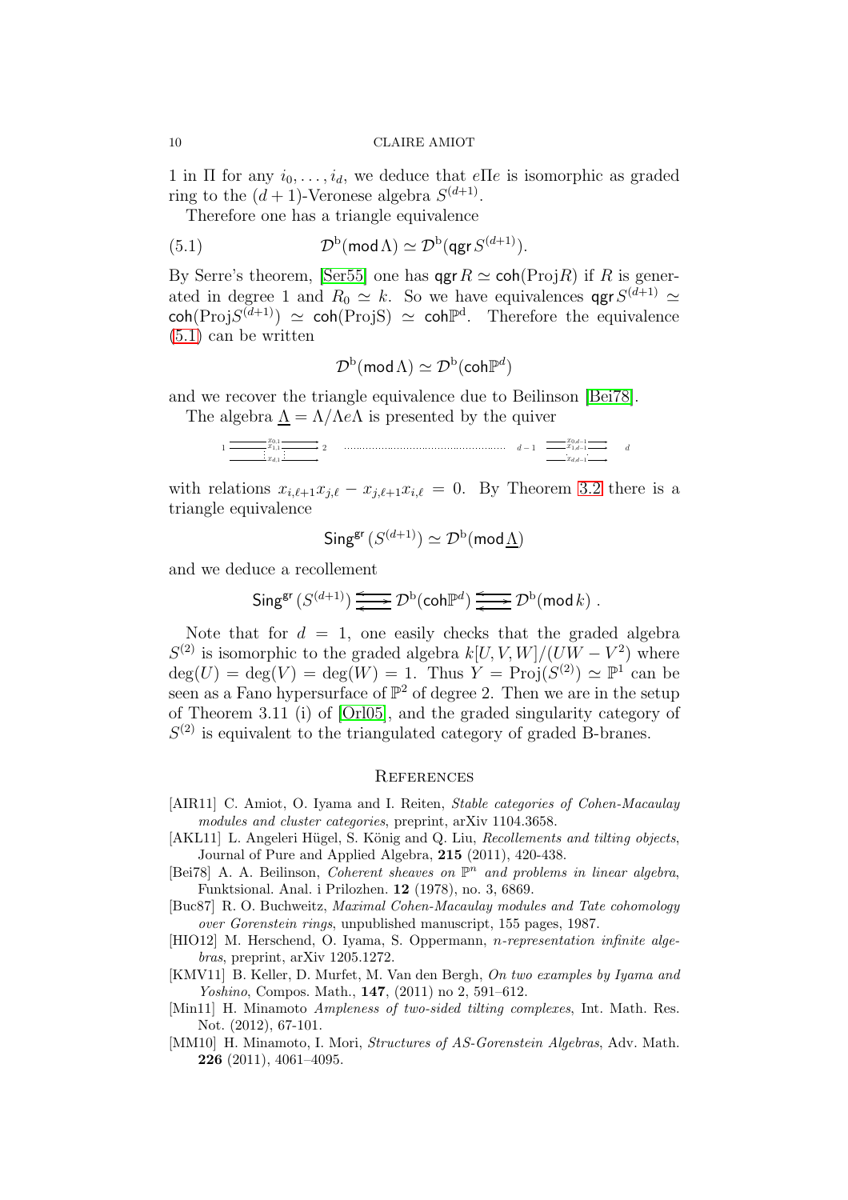1 in $\Pi$ for any $i_0, \ldots, i_d$, we deduce that $e\Pi e$ is isomorphic as graded ring to the $(d+1)$-Veronese algebra $S^{(d+1)}$.

Therefore one has a triangle equivalence

$$\mathcal{D}^{\mathrm{b}}(\mathsf{mod}\,\Lambda) \simeq \mathcal{D}^{\mathrm{b}}(\mathsf{qgr}\,S^{(d+1)}). \tag{5.1}$$

By Serre's theorem, [Ser55] one has $\mathsf{qgr}\,R \simeq \mathsf{coh}(\mathrm{Proj}R)$ if $R$ is generated in degree 1 and $R_0 \simeq k$. So we have equivalences $\mathsf{qgr}\,S^{(d+1)} \simeq \mathsf{coh}(\mathrm{Proj}S^{(d+1)}) \simeq \mathsf{coh}(\mathrm{ProjS}) \simeq \mathsf{coh}\mathbb{P}^{\mathrm{d}}$. Therefore the equivalence (5.1) can be written

$$\mathcal{D}^{\mathrm{b}}(\mathsf{mod}\,\Lambda) \simeq \mathcal{D}^{\mathrm{b}}(\mathsf{coh}\mathbb{P}^d)$$

and we recover the triangle equivalence due to Beilinson [Bei78].

The algebra $\underline{\Lambda} = \Lambda/\Lambda e\Lambda$ is presented by the quiver

$$1 \underset{x_{d,1}}{\overset{x_{0,1}, x_{1,1}}{\rightrightarrows}} 2 \quad \cdots\cdots\cdots\cdots \quad d-1 \underset{x_{d,d-1}}{\overset{x_{0,d-1}, x_{1,d-1}}{\rightrightarrows}} d$$

with relations $x_{i,\ell+1}x_{j,\ell} - x_{j,\ell+1}x_{i,\ell} = 0$. By Theorem 3.2 there is a triangle equivalence

$$\mathsf{Sing}^{\mathsf{gr}}(S^{(d+1)}) \simeq \mathcal{D}^{\mathrm{b}}(\mathsf{mod}\,\underline{\Lambda})$$

and we deduce a recollement

$$\mathsf{Sing}^{\mathsf{gr}}(S^{(d+1)}) \rightleftarrows \mathcal{D}^{\mathrm{b}}(\mathsf{coh}\mathbb{P}^d) \rightleftarrows \mathcal{D}^{\mathrm{b}}(\mathsf{mod}\,k)\ .$$

Note that for $d = 1$, one easily checks that the graded algebra $S^{(2)}$ is isomorphic to the graded algebra $k[U, V, W]/(UW - V^2)$ where $\deg(U) = \deg(V) = \deg(W) = 1$. Thus $Y = \mathrm{Proj}(S^{(2)}) \simeq \mathbb{P}^1$ can be seen as a Fano hypersurface of $\mathbb{P}^2$ of degree 2. Then we are in the setup of Theorem 3.11 (i) of [Orl05], and the graded singularity category of $S^{(2)}$ is equivalent to the triangulated category of graded B-branes.

## References

[AIR11] C. Amiot, O. Iyama and I. Reiten, *Stable categories of Cohen-Macaulay modules and cluster categories*, preprint, arXiv 1104.3658.

[AKL11] L. Angeleri Hügel, S. König and Q. Liu, *Recollements and tilting objects*, Journal of Pure and Applied Algebra, **215** (2011), 420-438.

[Bei78] A. A. Beilinson, *Coherent sheaves on $\mathbb{P}^n$ and problems in linear algebra*, Funktsional. Anal. i Prilozhen. **12** (1978), no. 3, 6869.

[Buc87] R. O. Buchweitz, *Maximal Cohen-Macaulay modules and Tate cohomology over Gorenstein rings*, unpublished manuscript, 155 pages, 1987.

[HIO12] M. Herschend, O. Iyama, S. Oppermann, *n-representation infinite algebras*, preprint, arXiv 1205.1272.

[KMV11] B. Keller, D. Murfet, M. Van den Bergh, *On two examples by Iyama and Yoshino*, Compos. Math., **147**, (2011) no 2, 591–612.

[Min11] H. Minamoto *Ampleness of two-sided tilting complexes*, Int. Math. Res. Not. (2012), 67-101.

[MM10] H. Minamoto, I. Mori, *Structures of AS-Gorenstein Algebras*, Adv. Math. **226** (2011), 4061–4095.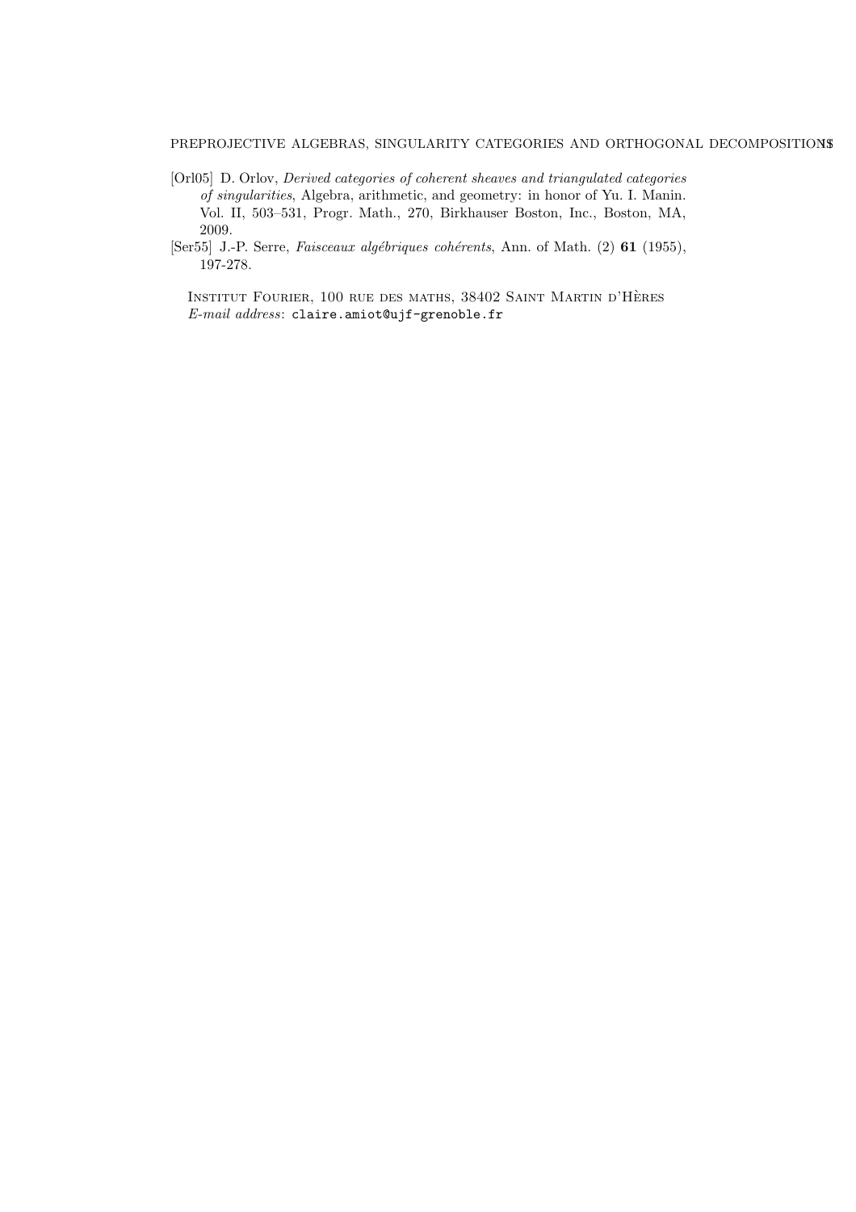[Orl05] D. Orlov, *Derived categories of coherent sheaves and triangulated categories of singularities*, Algebra, arithmetic, and geometry: in honor of Yu. I. Manin. Vol. II, 503–531, Progr. Math., 270, Birkhauser Boston, Inc., Boston, MA, 2009.

[Ser55] J.-P. Serre, *Faisceaux algébriques cohérents*, Ann. of Math. (2) **61** (1955), 197-278.

Institut Fourier, 100 rue des maths, 38402 Saint Martin d'Hères
*E-mail address*: `claire.amiot@ujf-grenoble.fr`